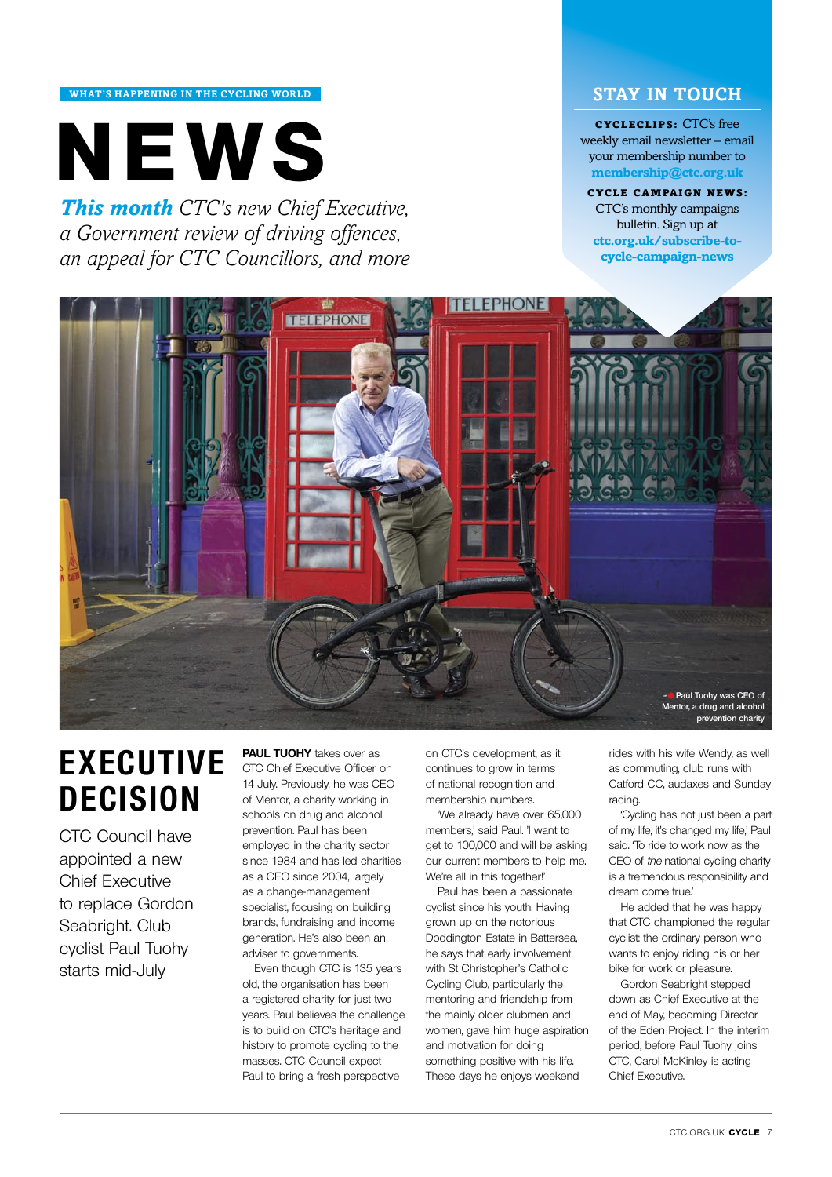WHAT'S HAPPENING IN THE CYCLING WORLD

# NEWS

***This month*** *CTC's new Chief Executive, a Government review of driving offences, an appeal for CTC Councillors, and more*

## STAY IN TOUCH

**CYCLECLIPS:** CTC's free weekly email newsletter – email your membership number to **membership@ctc.org.uk**

**CYCLE CAMPAIGN NEWS:** CTC's monthly campaigns bulletin. Sign up at **ctc.org.uk/subscribe-to-cycle-campaign-news**

Paul Tuohy was CEO of Mentor, a drug and alcohol prevention charity

## EXECUTIVE DECISION

CTC Council have appointed a new Chief Executive to replace Gordon Seabright. Club cyclist Paul Tuohy starts mid-July

**PAUL TUOHY** takes over as CTC Chief Executive Officer on 14 July. Previously, he was CEO of Mentor, a charity working in schools on drug and alcohol prevention. Paul has been employed in the charity sector since 1984 and has led charities as a CEO since 2004, largely as a change-management specialist, focusing on building brands, fundraising and income generation. He's also been an adviser to governments.

Even though CTC is 135 years old, the organisation has been a registered charity for just two years. Paul believes the challenge is to build on CTC's heritage and history to promote cycling to the masses. CTC Council expect Paul to bring a fresh perspective on CTC's development, as it continues to grow in terms of national recognition and membership numbers.

'We already have over 65,000 members,' said Paul. 'I want to get to 100,000 and will be asking our current members to help me. We're all in this together!'

Paul has been a passionate cyclist since his youth. Having grown up on the notorious Doddington Estate in Battersea, he says that early involvement with St Christopher's Catholic Cycling Club, particularly the mentoring and friendship from the mainly older clubmen and women, gave him huge aspiration and motivation for doing something positive with his life. These days he enjoys weekend rides with his wife Wendy, as well as commuting, club runs with Catford CC, audaxes and Sunday racing.

'Cycling has not just been a part of my life, it's changed my life,' Paul said. 'To ride to work now as the CEO of *the* national cycling charity is a tremendous responsibility and dream come true.'

He added that he was happy that CTC championed the regular cyclist: the ordinary person who wants to enjoy riding his or her bike for work or pleasure.

Gordon Seabright stepped down as Chief Executive at the end of May, becoming Director of the Eden Project. In the interim period, before Paul Tuohy joins CTC, Carol McKinley is acting Chief Executive.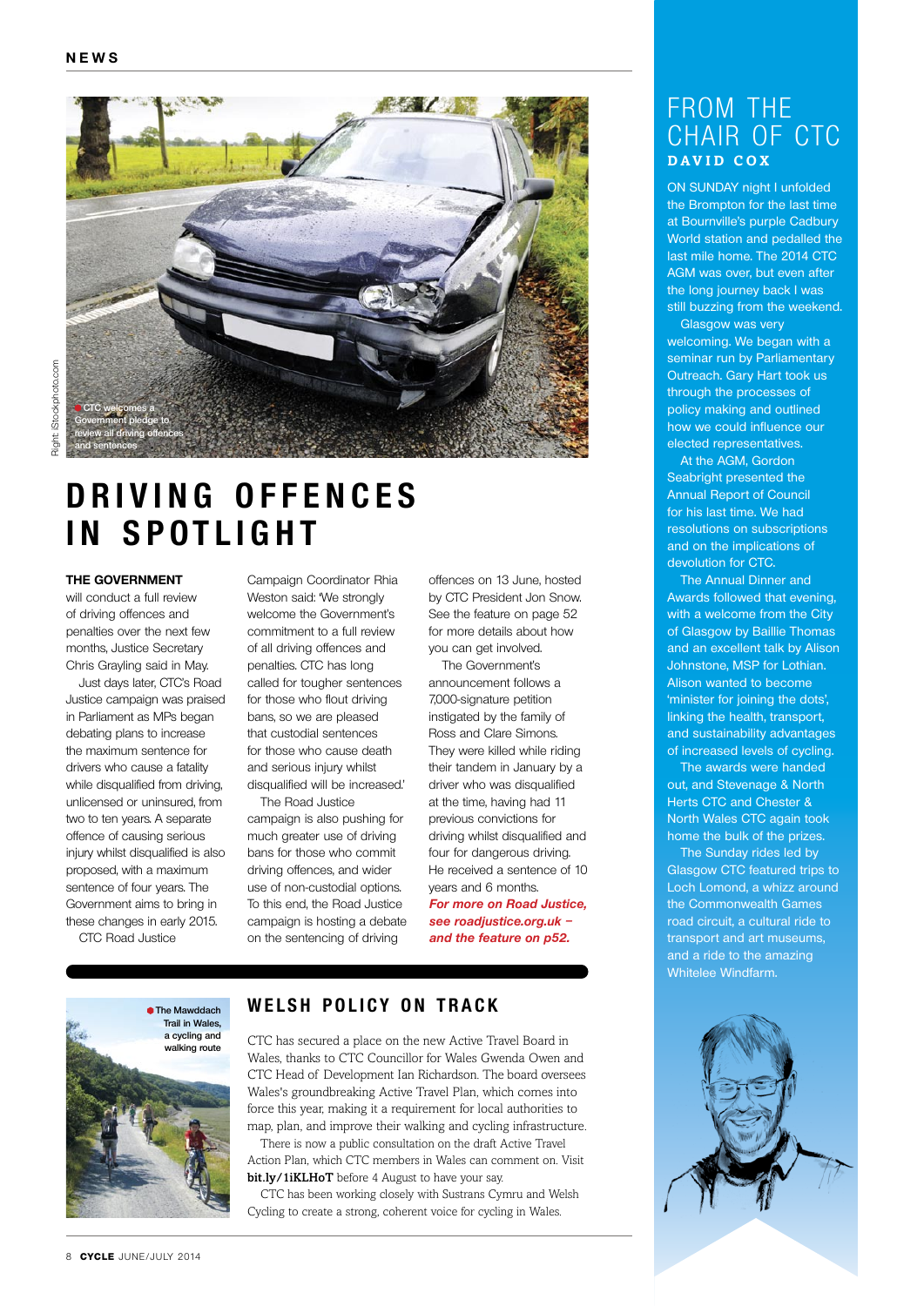# DRIVING OFFENCES IN SPOTLIGHT

CTC welcomes a Government pledge to review all driving offences and sentences

Right: iStockphoto.com

**THE GOVERNMENT** will conduct a full review of driving offences and penalties over the next few months, Justice Secretary Chris Grayling said in May.

Just days later, CTC's Road Justice campaign was praised in Parliament as MPs began debating plans to increase the maximum sentence for drivers who cause a fatality while disqualified from driving, unlicensed or uninsured, from two to ten years. A separate offence of causing serious injury whilst disqualified is also proposed, with a maximum sentence of four years. The Government aims to bring in these changes in early 2015.

CTC Road Justice Campaign Coordinator Rhia Weston said: 'We strongly welcome the Government's commitment to a full review of all driving offences and penalties. CTC has long called for tougher sentences for those who flout driving bans, so we are pleased that custodial sentences for those who cause death and serious injury whilst disqualified will be increased.'

The Road Justice campaign is also pushing for much greater use of driving bans for those who commit driving offences, and wider use of non-custodial options. To this end, the Road Justice campaign is hosting a debate on the sentencing of driving offences on 13 June, hosted by CTC President Jon Snow. See the feature on page 52 for more details about how you can get involved.

The Government's announcement follows a 7,000-signature petition instigated by the family of Ross and Clare Simons. They were killed while riding their tandem in January by a driver who was disqualified at the time, having had 11 previous convictions for driving whilst disqualified and four for dangerous driving. He received a sentence of 10 years and 6 months.

***For more on Road Justice, see roadjustice.org.uk – and the feature on p52.***

## WELSH POLICY ON TRACK

The Mawddach Trail in Wales, a cycling and walking route

CTC has secured a place on the new Active Travel Board in Wales, thanks to CTC Councillor for Wales Gwenda Owen and CTC Head of Development Ian Richardson. The board oversees Wales's groundbreaking Active Travel Plan, which comes into force this year, making it a requirement for local authorities to map, plan, and improve their walking and cycling infrastructure.

There is now a public consultation on the draft Active Travel Action Plan, which CTC members in Wales can comment on. Visit **bit.ly/1iKLHoT** before 4 August to have your say.

CTC has been working closely with Sustrans Cymru and Welsh Cycling to create a strong, coherent voice for cycling in Wales.

## FROM THE CHAIR OF CTC
### DAVID COX

ON SUNDAY night I unfolded the Brompton for the last time at Bournville's purple Cadbury World station and pedalled the last mile home. The 2014 CTC AGM was over, but even after the long journey back I was still buzzing from the weekend.

Glasgow was very welcoming. We began with a seminar run by Parliamentary Outreach. Gary Hart took us through the processes of policy making and outlined how we could influence our elected representatives.

At the AGM, Gordon Seabright presented the Annual Report of Council for his last time. We had resolutions on subscriptions and on the implications of devolution for CTC.

The Annual Dinner and Awards followed that evening, with a welcome from the City of Glasgow by Baillie Thomas and an excellent talk by Alison Johnstone, MSP for Lothian. Alison wanted to become 'minister for joining the dots', linking the health, transport, and sustainability advantages of increased levels of cycling.

The awards were handed out, and Stevenage & North Herts CTC and Chester & North Wales CTC again took home the bulk of the prizes.

The Sunday rides led by Glasgow CTC featured trips to Loch Lomond, a whizz around the Commonwealth Games road circuit, a cultural ride to transport and art museums, and a ride to the amazing Whitelee Windfarm.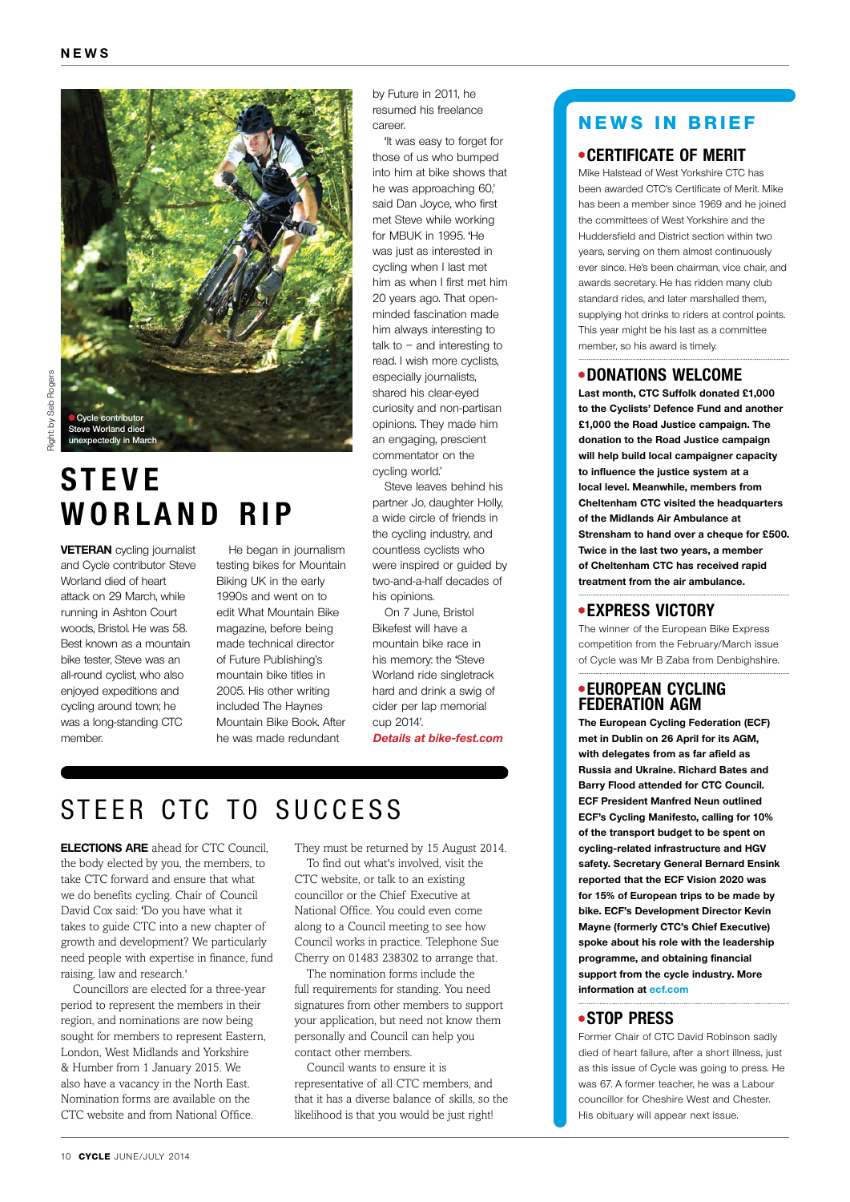Cycle contributor Steve Worland died unexpectedly in March

Right: by Seb Rogers

# STEVE WORLAND RIP

**VETERAN** cycling journalist and Cycle contributor Steve Worland died of heart attack on 29 March, while running in Ashton Court woods, Bristol. He was 58. Best known as a mountain bike tester, Steve was an all-round cyclist, who also enjoyed expeditions and cycling around town; he was a long-standing CTC member.

He began in journalism testing bikes for Mountain Biking UK in the early 1990s and went on to edit What Mountain Bike magazine, before being made technical director of Future Publishing's mountain bike titles in 2005. His other writing included The Haynes Mountain Bike Book. After he was made redundant by Future in 2011, he resumed his freelance career.

'It was easy to forget for those of us who bumped into him at bike shows that he was approaching 60,' said Dan Joyce, who first met Steve while working for MBUK in 1995. 'He was just as interested in cycling when I last met him as when I first met him 20 years ago. That open-minded fascination made him always interesting to talk to – and interesting to read. I wish more cyclists, especially journalists, shared his clear-eyed curiosity and non-partisan opinions. They made him an engaging, prescient commentator on the cycling world.'

Steve leaves behind his partner Jo, daughter Holly, a wide circle of friends in the cycling industry, and countless cyclists who were inspired or guided by two-and-a-half decades of his opinions.

On 7 June, Bristol Bikefest will have a mountain bike race in his memory: the 'Steve Worland ride singletrack hard and drink a swig of cider per lap memorial cup 2014'.

***Details at bike-fest.com***

# STEER CTC TO SUCCESS

**ELECTIONS ARE** ahead for CTC Council, the body elected by you, the members, to take CTC forward and ensure that what we do benefits cycling. Chair of Council David Cox said: 'Do you have what it takes to guide CTC into a new chapter of growth and development? We particularly need people with expertise in finance, fund raising, law and research.'

Councillors are elected for a three-year period to represent the members in their region, and nominations are now being sought for members to represent Eastern, London, West Midlands and Yorkshire & Humber from 1 January 2015. We also have a vacancy in the North East. Nomination forms are available on the CTC website and from National Office. They must be returned by 15 August 2014.

To find out what's involved, visit the CTC website, or talk to an existing councillor or the Chief Executive at National Office. You could even come along to a Council meeting to see how Council works in practice. Telephone Sue Cherry on 01483 238302 to arrange that.

The nomination forms include the full requirements for standing. You need signatures from other members to support your application, but need not know them personally and Council can help you contact other members.

Council wants to ensure it is representative of all CTC members, and that it has a diverse balance of skills, so the likelihood is that you would be just right!

## NEWS IN BRIEF

### CERTIFICATE OF MERIT

Mike Halstead of West Yorkshire CTC has been awarded CTC's Certificate of Merit. Mike has been a member since 1969 and he joined the committees of West Yorkshire and the Huddersfield and District section within two years, serving on them almost continuously ever since. He's been chairman, vice chair, and awards secretary. He has ridden many club standard rides, and later marshalled them, supplying hot drinks to riders at control points. This year might be his last as a committee member, so his award is timely.

### DONATIONS WELCOME

**Last month, CTC Suffolk donated £1,000 to the Cyclists' Defence Fund and another £1,000 the Road Justice campaign. The donation to the Road Justice campaign will help build local campaigner capacity to influence the justice system at a local level. Meanwhile, members from Cheltenham CTC visited the headquarters of the Midlands Air Ambulance at Strensham to hand over a cheque for £500. Twice in the last two years, a member of Cheltenham CTC has received rapid treatment from the air ambulance.**

### EXPRESS VICTORY

The winner of the European Bike Express competition from the February/March issue of Cycle was Mr B Zaba from Denbighshire.

### EUROPEAN CYCLING FEDERATION AGM

**The European Cycling Federation (ECF) met in Dublin on 26 April for its AGM, with delegates from as far afield as Russia and Ukraine. Richard Bates and Barry Flood attended for CTC Council. ECF President Manfred Neun outlined ECF's Cycling Manifesto, calling for 10% of the transport budget to be spent on cycling-related infrastructure and HGV safety. Secretary General Bernard Ensink reported that the ECF Vision 2020 was for 15% of European trips to be made by bike. ECF's Development Director Kevin Mayne (formerly CTC's Chief Executive) spoke about his role with the leadership programme, and obtaining financial support from the cycle industry. More information at ecf.com**

### STOP PRESS

Former Chair of CTC David Robinson sadly died of heart failure, after a short illness, just as this issue of Cycle was going to press. He was 67. A former teacher, he was a Labour councillor for Cheshire West and Chester. His obituary will appear next issue.